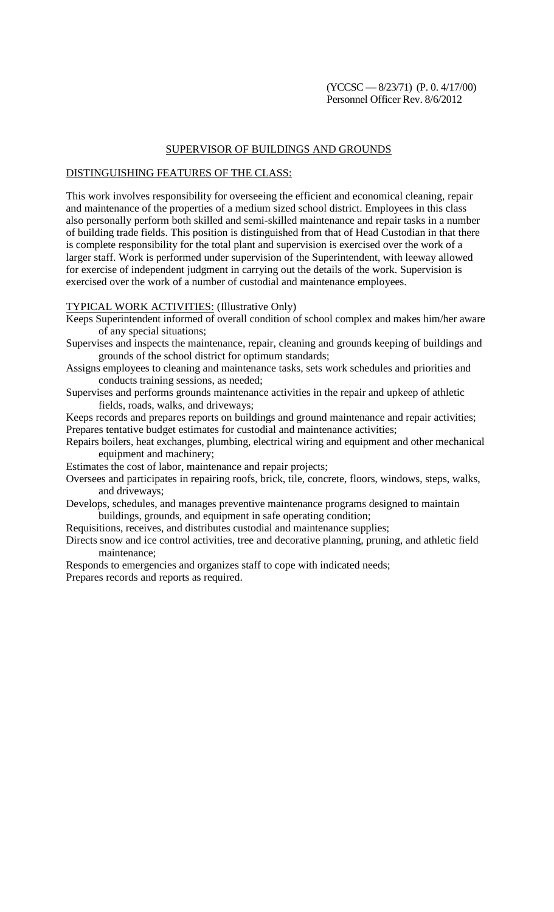(YCCSC — 8/23/71) (P. 0. 4/17/00)
Personnel Officer Rev. 8/6/2012

# SUPERVISOR OF BUILDINGS AND GROUNDS

## DISTINGUISHING FEATURES OF THE CLASS:

This work involves responsibility for overseeing the efficient and economical cleaning, repair and maintenance of the properties of a medium sized school district. Employees in this class also personally perform both skilled and semi-skilled maintenance and repair tasks in a number of building trade fields. This position is distinguished from that of Head Custodian in that there is complete responsibility for the total plant and supervision is exercised over the work of a larger staff. Work is performed under supervision of the Superintendent, with leeway allowed for exercise of independent judgment in carrying out the details of the work. Supervision is exercised over the work of a number of custodial and maintenance employees.

## TYPICAL WORK ACTIVITIES: (Illustrative Only)

- Keeps Superintendent informed of overall condition of school complex and makes him/her aware of any special situations;
- Supervises and inspects the maintenance, repair, cleaning and grounds keeping of buildings and grounds of the school district for optimum standards;
- Assigns employees to cleaning and maintenance tasks, sets work schedules and priorities and conducts training sessions, as needed;
- Supervises and performs grounds maintenance activities in the repair and upkeep of athletic fields, roads, walks, and driveways;
- Keeps records and prepares reports on buildings and ground maintenance and repair activities;
- Prepares tentative budget estimates for custodial and maintenance activities;
- Repairs boilers, heat exchanges, plumbing, electrical wiring and equipment and other mechanical equipment and machinery;
- Estimates the cost of labor, maintenance and repair projects;
- Oversees and participates in repairing roofs, brick, tile, concrete, floors, windows, steps, walks, and driveways;
- Develops, schedules, and manages preventive maintenance programs designed to maintain buildings, grounds, and equipment in safe operating condition;
- Requisitions, receives, and distributes custodial and maintenance supplies;
- Directs snow and ice control activities, tree and decorative planning, pruning, and athletic field maintenance;
- Responds to emergencies and organizes staff to cope with indicated needs;
- Prepares records and reports as required.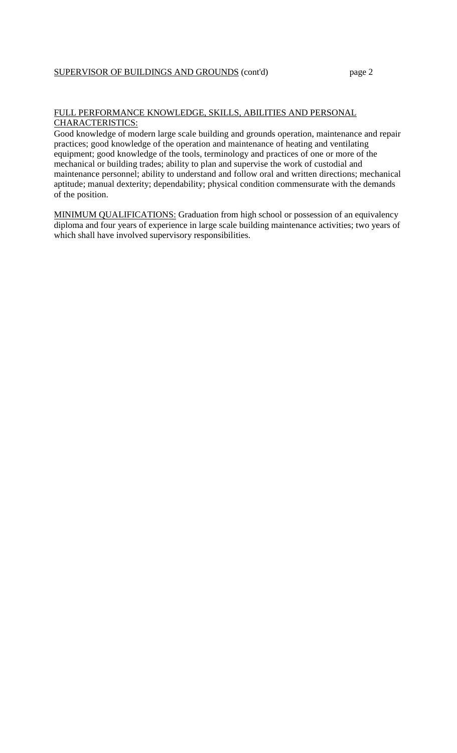FULL PERFORMANCE KNOWLEDGE, SKILLS, ABILITIES AND PERSONAL CHARACTERISTICS:

Good knowledge of modern large scale building and grounds operation, maintenance and repair practices; good knowledge of the operation and maintenance of heating and ventilating equipment; good knowledge of the tools, terminology and practices of one or more of the mechanical or building trades; ability to plan and supervise the work of custodial and maintenance personnel; ability to understand and follow oral and written directions; mechanical aptitude; manual dexterity; dependability; physical condition commensurate with the demands of the position.

MINIMUM QUALIFICATIONS: Graduation from high school or possession of an equivalency diploma and four years of experience in large scale building maintenance activities; two years of which shall have involved supervisory responsibilities.